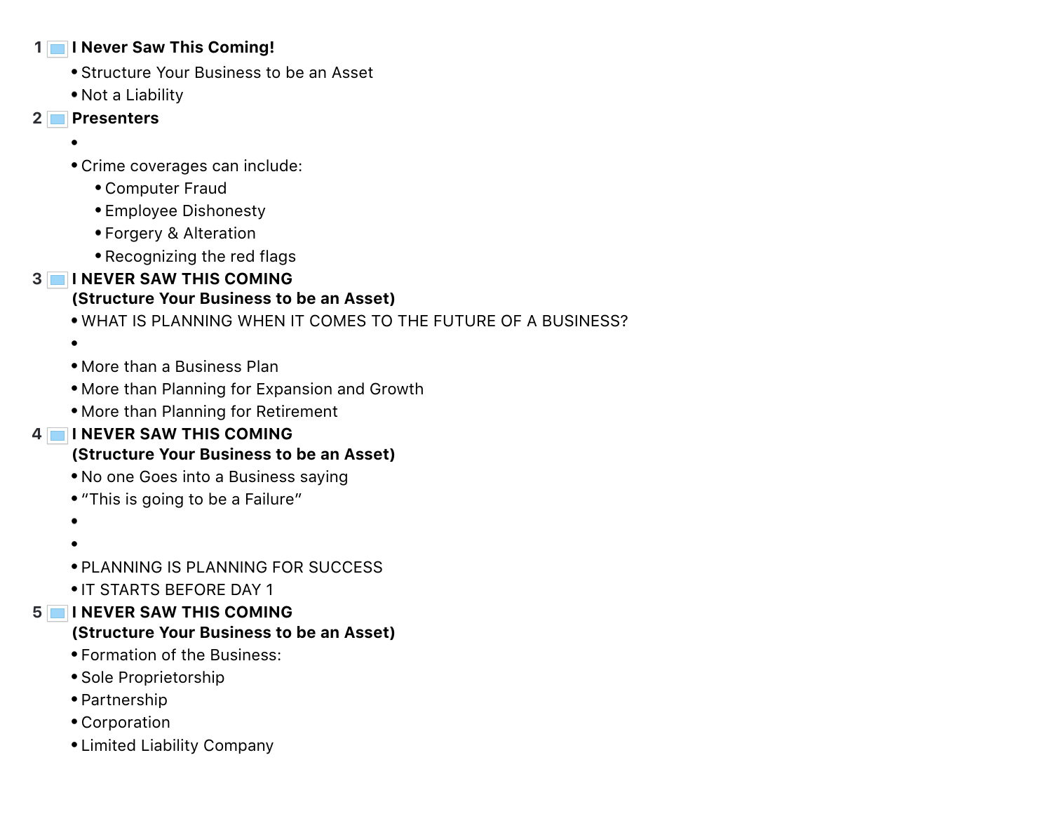## 1 I Never Saw This Coming!

- Structure Your Business to be an Asset
- Not a Liability

## 2 Presenters

- 
- Crime coverages can include:
  - Computer Fraud
  - Employee Dishonesty
  - Forgery & Alteration
  - Recognizing the red flags

## 3 I NEVER SAW THIS COMING (Structure Your Business to be an Asset)

- WHAT IS PLANNING WHEN IT COMES TO THE FUTURE OF A BUSINESS?
- 
- More than a Business Plan
- More than Planning for Expansion and Growth
- More than Planning for Retirement

## 4 I NEVER SAW THIS COMING (Structure Your Business to be an Asset)

- No one Goes into a Business saying
- "This is going to be a Failure"
- 
- 
- PLANNING IS PLANNING FOR SUCCESS
- IT STARTS BEFORE DAY 1

## 5 I NEVER SAW THIS COMING (Structure Your Business to be an Asset)

- Formation of the Business:
- Sole Proprietorship
- Partnership
- Corporation
- Limited Liability Company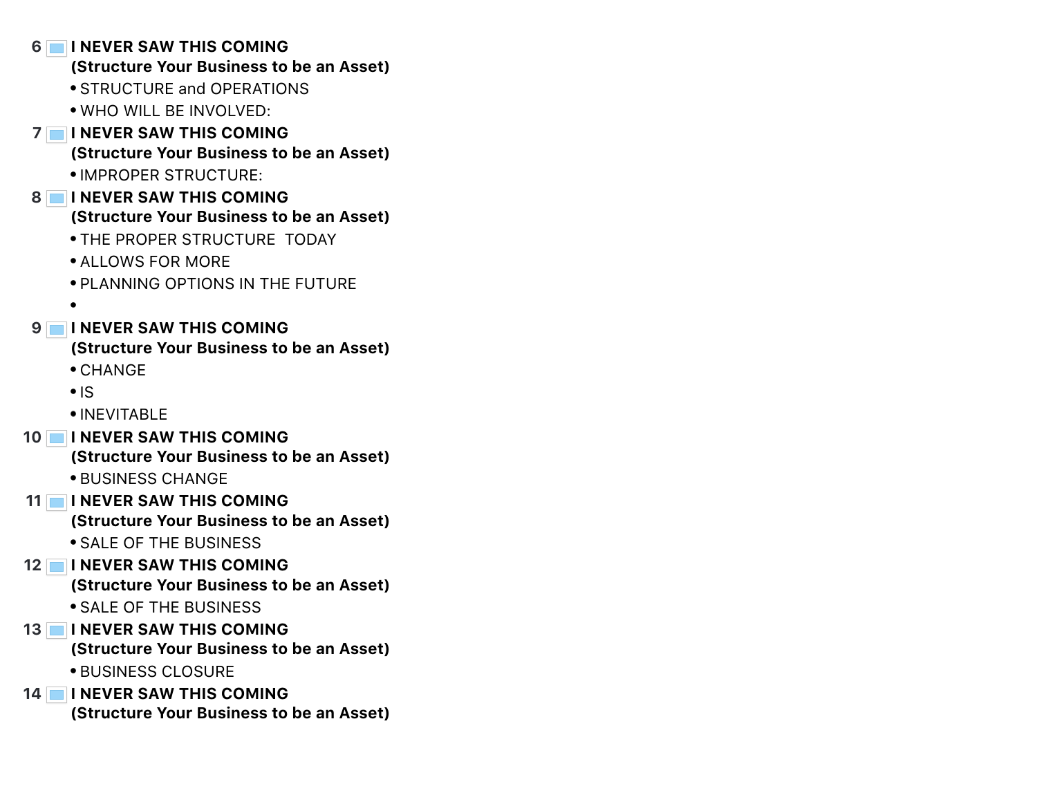6 **I NEVER SAW THIS COMING (Structure Your Business to be an Asset)**

- STRUCTURE and OPERATIONS
- WHO WILL BE INVOLVED:

7 **I NEVER SAW THIS COMING (Structure Your Business to be an Asset)**

- IMPROPER STRUCTURE:

8 **I NEVER SAW THIS COMING (Structure Your Business to be an Asset)**

- THE PROPER STRUCTURE TODAY
- ALLOWS FOR MORE
- PLANNING OPTIONS IN THE FUTURE
-

9 **I NEVER SAW THIS COMING (Structure Your Business to be an Asset)**

- CHANGE
- IS
- INEVITABLE

10 **I NEVER SAW THIS COMING (Structure Your Business to be an Asset)**

- BUSINESS CHANGE

11 **I NEVER SAW THIS COMING (Structure Your Business to be an Asset)**

- SALE OF THE BUSINESS

12 **I NEVER SAW THIS COMING (Structure Your Business to be an Asset)**

- SALE OF THE BUSINESS

13 **I NEVER SAW THIS COMING (Structure Your Business to be an Asset)**

- BUSINESS CLOSURE

14 **I NEVER SAW THIS COMING (Structure Your Business to be an Asset)**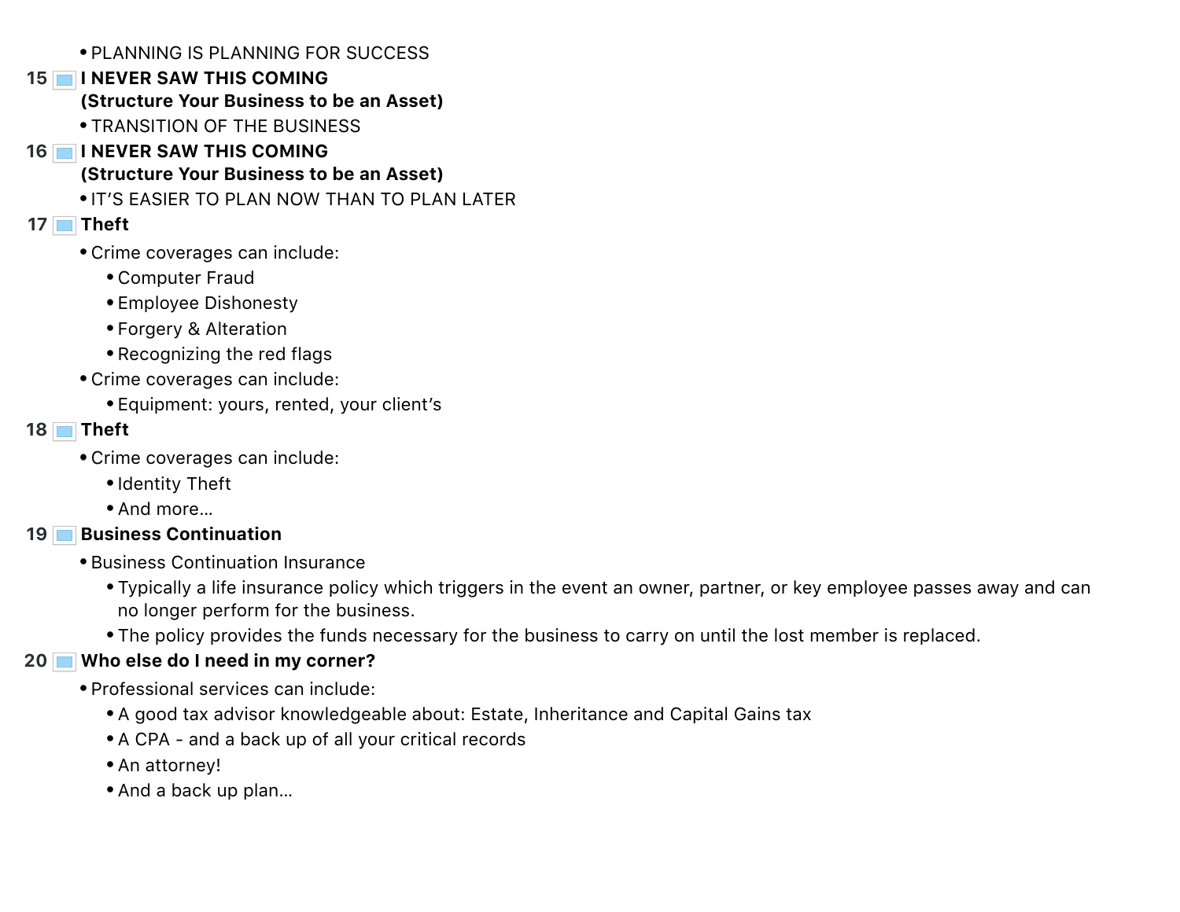- PLANNING IS PLANNING FOR SUCCESS

## 15 I NEVER SAW THIS COMING (Structure Your Business to be an Asset)

- TRANSITION OF THE BUSINESS

## 16 I NEVER SAW THIS COMING (Structure Your Business to be an Asset)

- IT’S EASIER TO PLAN NOW THAN TO PLAN LATER

## 17 Theft

- Crime coverages can include:
  - Computer Fraud
  - Employee Dishonesty
  - Forgery & Alteration
  - Recognizing the red flags
- Crime coverages can include:
  - Equipment: yours, rented, your client’s

## 18 Theft

- Crime coverages can include:
  - Identity Theft
  - And more…

## 19 Business Continuation

- Business Continuation Insurance
  - Typically a life insurance policy which triggers in the event an owner, partner, or key employee passes away and can no longer perform for the business.
  - The policy provides the funds necessary for the business to carry on until the lost member is replaced.

## 20 Who else do I need in my corner?

- Professional services can include:
  - A good tax advisor knowledgeable about: Estate, Inheritance and Capital Gains tax
  - A CPA - and a back up of all your critical records
  - An attorney!
  - And a back up plan…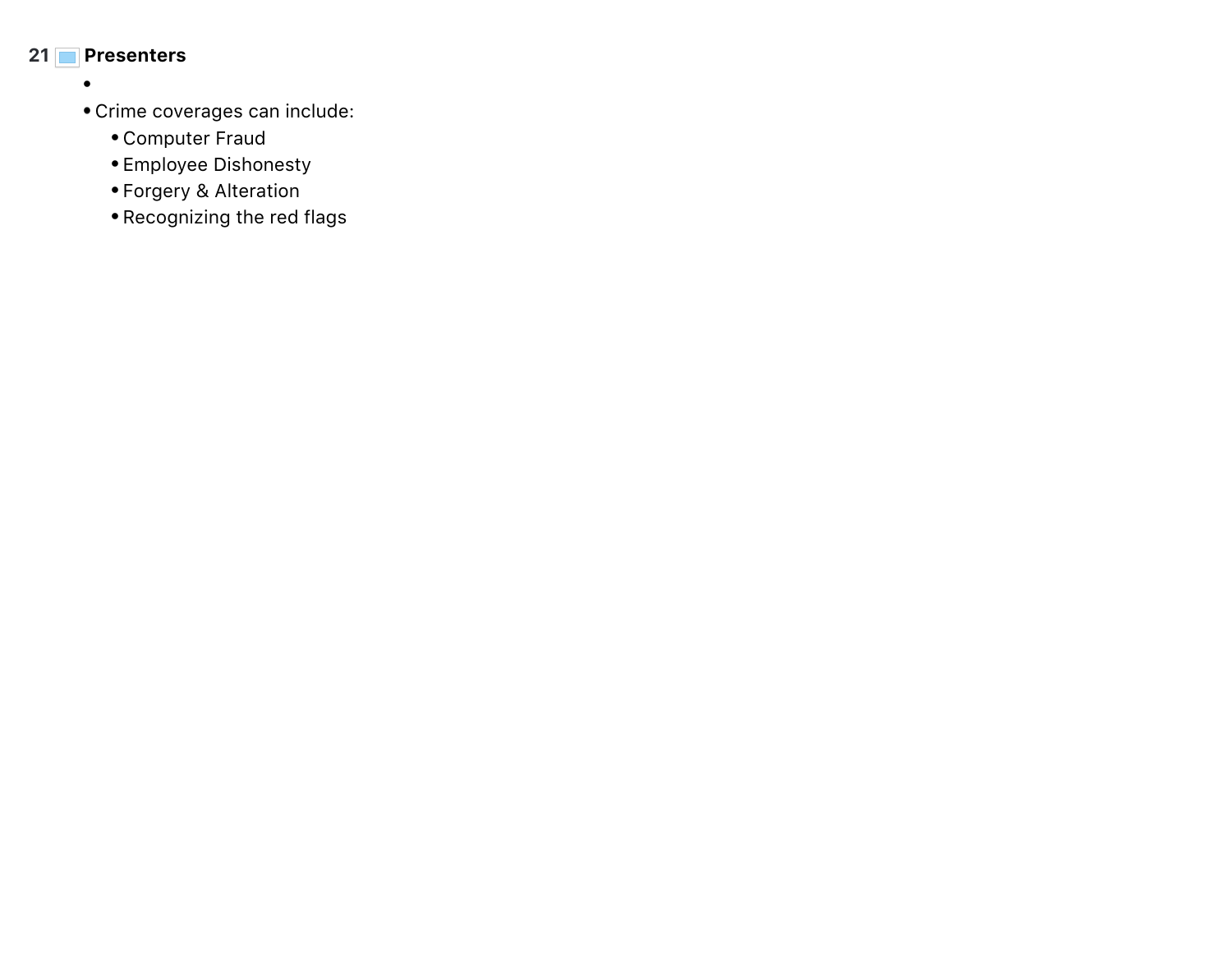**21 Presenters**

- 
- Crime coverages can include:
  - Computer Fraud
  - Employee Dishonesty
  - Forgery & Alteration
  - Recognizing the red flags